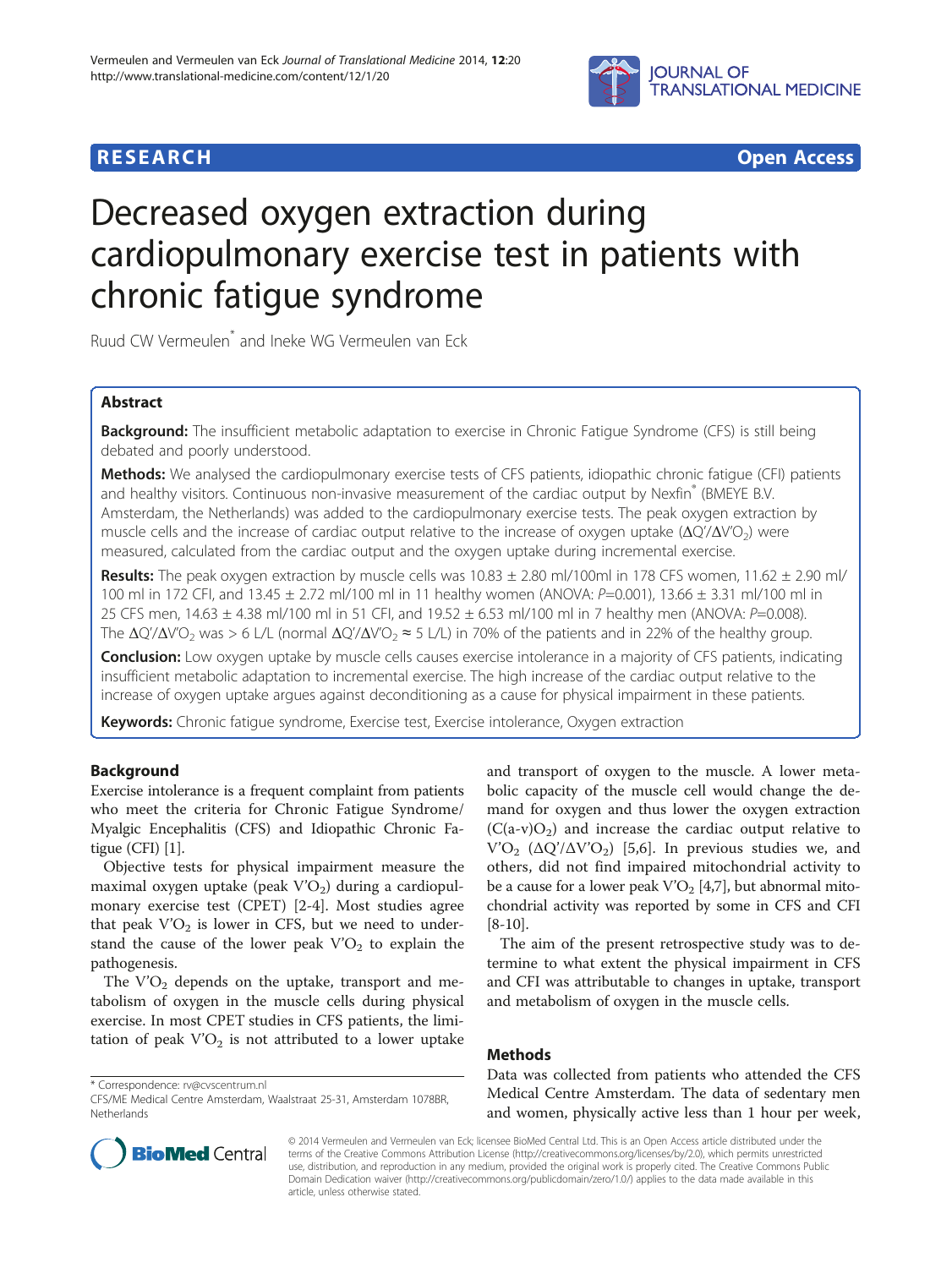**RESEARCH** **Open Access**

# Decreased oxygen extraction during cardiopulmonary exercise test in patients with chronic fatigue syndrome

Ruud CW Vermeulen* and Ineke WG Vermeulen van Eck

## Abstract

**Background:** The insufficient metabolic adaptation to exercise in Chronic Fatigue Syndrome (CFS) is still being debated and poorly understood.

**Methods:** We analysed the cardiopulmonary exercise tests of CFS patients, idiopathic chronic fatigue (CFI) patients and healthy visitors. Continuous non-invasive measurement of the cardiac output by Nexfin® (BMEYE B.V. Amsterdam, the Netherlands) was added to the cardiopulmonary exercise tests. The peak oxygen extraction by muscle cells and the increase of cardiac output relative to the increase of oxygen uptake ($\Delta Q'/\Delta V'O_2$) were measured, calculated from the cardiac output and the oxygen uptake during incremental exercise.

**Results:** The peak oxygen extraction by muscle cells was 10.83 ± 2.80 ml/100ml in 178 CFS women, 11.62 ± 2.90 ml/100 ml in 172 CFI, and 13.45 ± 2.72 ml/100 ml in 11 healthy women (ANOVA: $P$=0.001), 13.66 ± 3.31 ml/100 ml in 25 CFS men, 14.63 ± 4.38 ml/100 ml in 51 CFI, and 19.52 ± 6.53 ml/100 ml in 7 healthy men (ANOVA: $P$=0.008). The $\Delta Q'/\Delta V'O_2$ was > 6 L/L (normal $\Delta Q'/\Delta V'O_2 \approx 5$ L/L) in 70% of the patients and in 22% of the healthy group.

**Conclusion:** Low oxygen uptake by muscle cells causes exercise intolerance in a majority of CFS patients, indicating insufficient metabolic adaptation to incremental exercise. The high increase of the cardiac output relative to the increase of oxygen uptake argues against deconditioning as a cause for physical impairment in these patients.

**Keywords:** Chronic fatigue syndrome, Exercise test, Exercise intolerance, Oxygen extraction

## Background

Exercise intolerance is a frequent complaint from patients who meet the criteria for Chronic Fatigue Syndrome/Myalgic Encephalitis (CFS) and Idiopathic Chronic Fatigue (CFI) [1].

Objective tests for physical impairment measure the maximal oxygen uptake (peak $V'O_2$) during a cardiopulmonary exercise test (CPET) [2-4]. Most studies agree that peak $V'O_2$ is lower in CFS, but we need to understand the cause of the lower peak $V'O_2$ to explain the pathogenesis.

The $V'O_2$ depends on the uptake, transport and metabolism of oxygen in the muscle cells during physical exercise. In most CPET studies in CFS patients, the limitation of peak $V'O_2$ is not attributed to a lower uptake and transport of oxygen to the muscle. A lower metabolic capacity of the muscle cell would change the demand for oxygen and thus lower the oxygen extraction ($C(a\text{-}v)O_2$) and increase the cardiac output relative to $V'O_2$ ($\Delta Q'/\Delta V'O_2$) [5,6]. In previous studies we, and others, did not find impaired mitochondrial activity to be a cause for a lower peak $V'O_2$ [4,7], but abnormal mitochondrial activity was reported by some in CFS and CFI [8-10].

The aim of the present retrospective study was to determine to what extent the physical impairment in CFS and CFI was attributable to changes in uptake, transport and metabolism of oxygen in the muscle cells.

## Methods

Data was collected from patients who attended the CFS Medical Centre Amsterdam. The data of sedentary men and women, physically active less than 1 hour per week,

\* Correspondence: rv@cvscentrum.nl
CFS/ME Medical Centre Amsterdam, Waalstraat 25-31, Amsterdam 1078BR, Netherlands

© 2014 Vermeulen and Vermeulen van Eck; licensee BioMed Central Ltd. This is an Open Access article distributed under the terms of the Creative Commons Attribution License (http://creativecommons.org/licenses/by/2.0), which permits unrestricted use, distribution, and reproduction in any medium, provided the original work is properly cited. The Creative Commons Public Domain Dedication waiver (http://creativecommons.org/publicdomain/zero/1.0/) applies to the data made available in this article, unless otherwise stated.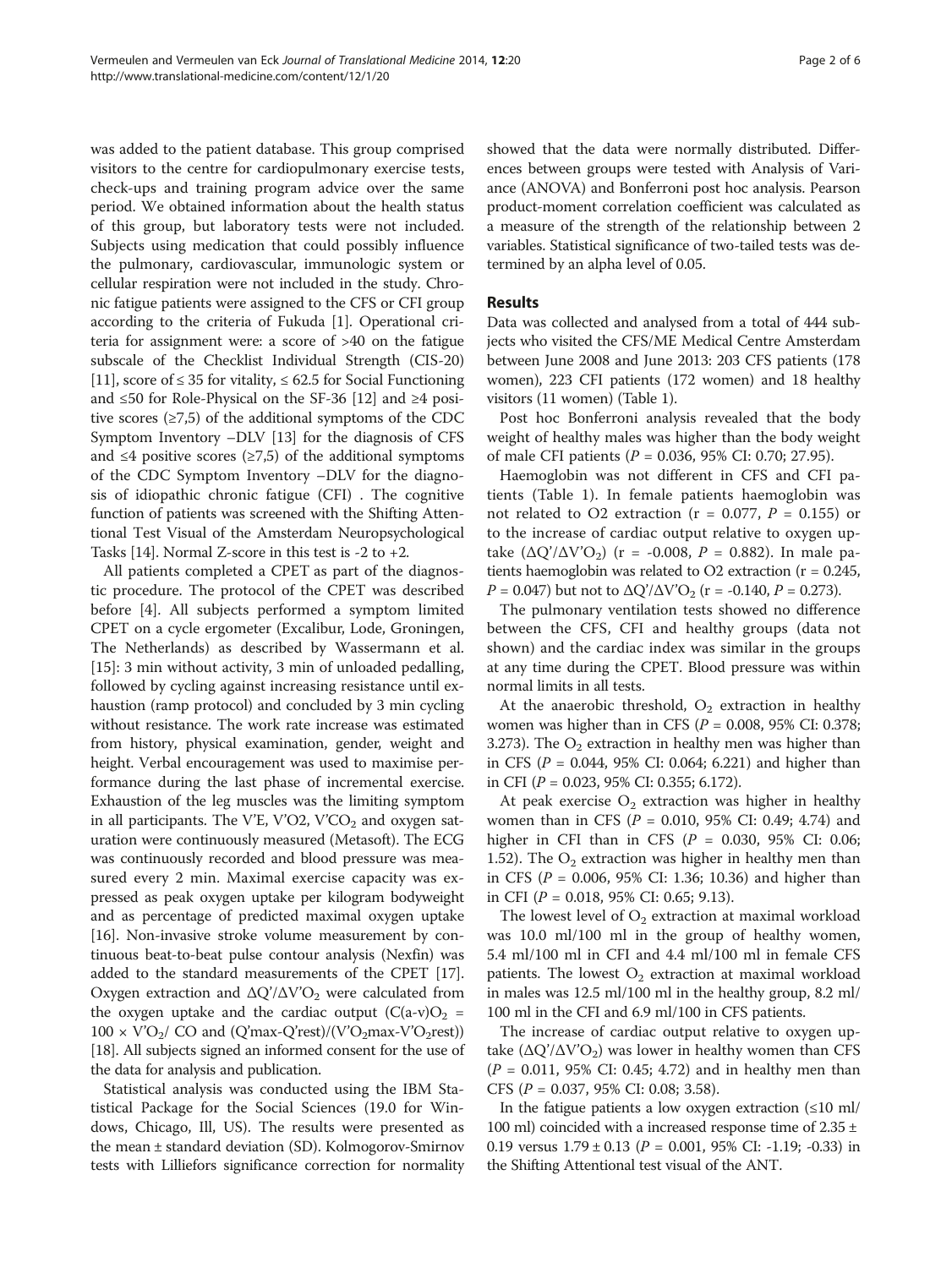was added to the patient database. This group comprised visitors to the centre for cardiopulmonary exercise tests, check-ups and training program advice over the same period. We obtained information about the health status of this group, but laboratory tests were not included. Subjects using medication that could possibly influence the pulmonary, cardiovascular, immunologic system or cellular respiration were not included in the study. Chronic fatigue patients were assigned to the CFS or CFI group according to the criteria of Fukuda [1]. Operational criteria for assignment were: a score of >40 on the fatigue subscale of the Checklist Individual Strength (CIS-20) [11], score of ≤ 35 for vitality, ≤ 62.5 for Social Functioning and ≤50 for Role-Physical on the SF-36 [12] and ≥4 positive scores (≥7,5) of the additional symptoms of the CDC Symptom Inventory –DLV [13] for the diagnosis of CFS and ≤4 positive scores (≥7,5) of the additional symptoms of the CDC Symptom Inventory –DLV for the diagnosis of idiopathic chronic fatigue (CFI) . The cognitive function of patients was screened with the Shifting Attentional Test Visual of the Amsterdam Neuropsychological Tasks [14]. Normal Z-score in this test is -2 to +2.

All patients completed a CPET as part of the diagnostic procedure. The protocol of the CPET was described before [4]. All subjects performed a symptom limited CPET on a cycle ergometer (Excalibur, Lode, Groningen, The Netherlands) as described by Wassermann et al. [15]: 3 min without activity, 3 min of unloaded pedalling, followed by cycling against increasing resistance until exhaustion (ramp protocol) and concluded by 3 min cycling without resistance. The work rate increase was estimated from history, physical examination, gender, weight and height. Verbal encouragement was used to maximise performance during the last phase of incremental exercise. Exhaustion of the leg muscles was the limiting symptom in all participants. The V'E, V'O2, $V'CO_2$ and oxygen saturation were continuously measured (Metasoft). The ECG was continuously recorded and blood pressure was measured every 2 min. Maximal exercise capacity was expressed as peak oxygen uptake per kilogram bodyweight and as percentage of predicted maximal oxygen uptake [16]. Non-invasive stroke volume measurement by continuous beat-to-beat pulse contour analysis (Nexfin) was added to the standard measurements of the CPET [17]. Oxygen extraction and $\Delta Q'/\Delta V'O_2$ were calculated from the oxygen uptake and the cardiac output ($C(a\text{-}v)O_2 = 100 \times V'O_2/$ CO and $(Q'max\text{-}Q'rest)/(V'O_2max\text{-}V'O_2rest)$) [18]. All subjects signed an informed consent for the use of the data for analysis and publication.

Statistical analysis was conducted using the IBM Statistical Package for the Social Sciences (19.0 for Windows, Chicago, Ill, US). The results were presented as the mean ± standard deviation (SD). Kolmogorov-Smirnov tests with Lilliefors significance correction for normality showed that the data were normally distributed. Differences between groups were tested with Analysis of Variance (ANOVA) and Bonferroni post hoc analysis. Pearson product-moment correlation coefficient was calculated as a measure of the strength of the relationship between 2 variables. Statistical significance of two-tailed tests was determined by an alpha level of 0.05.

## Results

Data was collected and analysed from a total of 444 subjects who visited the CFS/ME Medical Centre Amsterdam between June 2008 and June 2013: 203 CFS patients (178 women), 223 CFI patients (172 women) and 18 healthy visitors (11 women) (Table 1).

Post hoc Bonferroni analysis revealed that the body weight of healthy males was higher than the body weight of male CFI patients ($P = 0.036$, 95% CI: 0.70; 27.95).

Haemoglobin was not different in CFS and CFI patients (Table 1). In female patients haemoglobin was not related to O2 extraction ($r = 0.077$, $P = 0.155$) or to the increase of cardiac output relative to oxygen uptake ($\Delta Q'/\Delta V'O_2$) ($r = -0.008$, $P = 0.882$). In male patients haemoglobin was related to O2 extraction ($r = 0.245$, $P = 0.047$) but not to $\Delta Q'/\Delta V'O_2$ ($r = -0.140$, $P = 0.273$).

The pulmonary ventilation tests showed no difference between the CFS, CFI and healthy groups (data not shown) and the cardiac index was similar in the groups at any time during the CPET. Blood pressure was within normal limits in all tests.

At the anaerobic threshold, $O_2$ extraction in healthy women was higher than in CFS ($P = 0.008$, 95% CI: 0.378; 3.273). The $O_2$ extraction in healthy men was higher than in CFS ($P = 0.044$, 95% CI: 0.064; 6.221) and higher than in CFI ($P = 0.023$, 95% CI: 0.355; 6.172).

At peak exercise $O_2$ extraction was higher in healthy women than in CFS ($P = 0.010$, 95% CI: 0.49; 4.74) and higher in CFI than in CFS ($P = 0.030$, 95% CI: 0.06; 1.52). The $O_2$ extraction was higher in healthy men than in CFS ($P = 0.006$, 95% CI: 1.36; 10.36) and higher than in CFI ($P = 0.018$, 95% CI: 0.65; 9.13).

The lowest level of $O_2$ extraction at maximal workload was 10.0 ml/100 ml in the group of healthy women, 5.4 ml/100 ml in CFI and 4.4 ml/100 ml in female CFS patients. The lowest $O_2$ extraction at maximal workload in males was 12.5 ml/100 ml in the healthy group, 8.2 ml/100 ml in the CFI and 6.9 ml/100 in CFS patients.

The increase of cardiac output relative to oxygen uptake ($\Delta Q'/\Delta V'O_2$) was lower in healthy women than CFS ($P = 0.011$, 95% CI: 0.45; 4.72) and in healthy men than CFS ($P = 0.037$, 95% CI: 0.08; 3.58).

In the fatigue patients a low oxygen extraction (≤10 ml/100 ml) coincided with a increased response time of 2.35 ± 0.19 versus 1.79 ± 0.13 ($P = 0.001$, 95% CI: -1.19; -0.33) in the Shifting Attentional test visual of the ANT.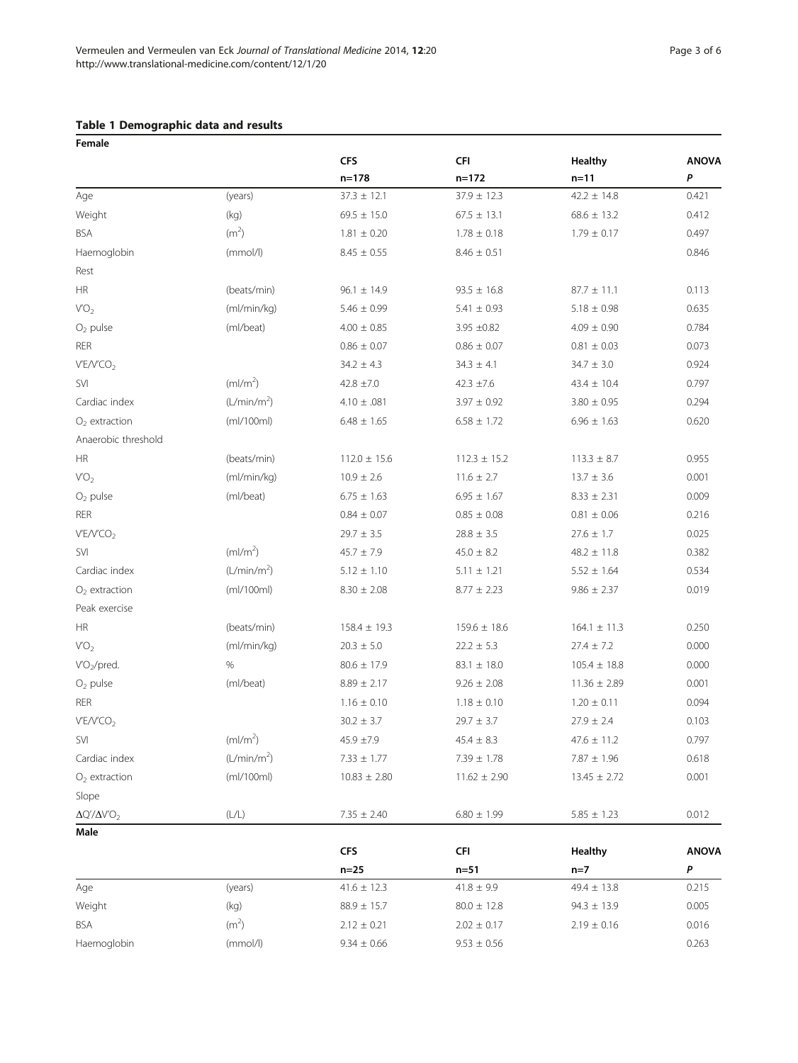**Table 1 Demographic data and results**

| **Female** | | | | | |
|---|---|---|---|---|---|
| | | **CFS** | **CFI** | **Healthy** | **ANOVA** |
| | | **n=178** | **n=172** | **n=11** | ***P*** |
| Age | (years) | 37.3 ± 12.1 | 37.9 ± 12.3 | 42.2 ± 14.8 | 0.421 |
| Weight | (kg) | 69.5 ± 15.0 | 67.5 ± 13.1 | 68.6 ± 13.2 | 0.412 |
| BSA | ($m^2$) | 1.81 ± 0.20 | 1.78 ± 0.18 | 1.79 ± 0.17 | 0.497 |
| Haemoglobin | (mmol/l) | 8.45 ± 0.55 | 8.46 ± 0.51 | | 0.846 |
| Rest | | | | | |
| HR | (beats/min) | 96.1 ± 14.9 | 93.5 ± 16.8 | 87.7 ± 11.1 | 0.113 |
| $V'O_2$ | (ml/min/kg) | 5.46 ± 0.99 | 5.41 ± 0.93 | 5.18 ± 0.98 | 0.635 |
| $O_2$ pulse | (ml/beat) | 4.00 ± 0.85 | 3.95 ±0.82 | 4.09 ± 0.90 | 0.784 |
| RER | | 0.86 ± 0.07 | 0.86 ± 0.07 | 0.81 ± 0.03 | 0.073 |
| $V'E/V'CO_2$ | | 34.2 ± 4.3 | 34.3 ± 4.1 | 34.7 ± 3.0 | 0.924 |
| SVI | ($ml/m^2$) | 42.8 ±7.0 | 42.3 ±7.6 | 43.4 ± 10.4 | 0.797 |
| Cardiac index | ($L/min/m^2$) | 4.10 ± .081 | 3.97 ± 0.92 | 3.80 ± 0.95 | 0.294 |
| $O_2$ extraction | (ml/100ml) | 6.48 ± 1.65 | 6.58 ± 1.72 | 6.96 ± 1.63 | 0.620 |
| Anaerobic threshold | | | | | |
| HR | (beats/min) | 112.0 ± 15.6 | 112.3 ± 15.2 | 113.3 ± 8.7 | 0.955 |
| $V'O_2$ | (ml/min/kg) | 10.9 ± 2.6 | 11.6 ± 2.7 | 13.7 ± 3.6 | 0.001 |
| $O_2$ pulse | (ml/beat) | 6.75 ± 1.63 | 6.95 ± 1.67 | 8.33 ± 2.31 | 0.009 |
| RER | | 0.84 ± 0.07 | 0.85 ± 0.08 | 0.81 ± 0.06 | 0.216 |
| $V'E/V'CO_2$ | | 29.7 ± 3.5 | 28.8 ± 3.5 | 27.6 ± 1.7 | 0.025 |
| SVI | ($ml/m^2$) | 45.7 ± 7.9 | 45.0 ± 8.2 | 48.2 ± 11.8 | 0.382 |
| Cardiac index | ($L/min/m^2$) | 5.12 ± 1.10 | 5.11 ± 1.21 | 5.52 ± 1.64 | 0.534 |
| $O_2$ extraction | (ml/100ml) | 8.30 ± 2.08 | 8.77 ± 2.23 | 9.86 ± 2.37 | 0.019 |
| Peak exercise | | | | | |
| HR | (beats/min) | 158.4 ± 19.3 | 159.6 ± 18.6 | 164.1 ± 11.3 | 0.250 |
| $V'O_2$ | (ml/min/kg) | 20.3 ± 5.0 | 22.2 ± 5.3 | 27.4 ± 7.2 | 0.000 |
| $V'O_2$/pred. | % | 80.6 ± 17.9 | 83.1 ± 18.0 | 105.4 ± 18.8 | 0.000 |
| $O_2$ pulse | (ml/beat) | 8.89 ± 2.17 | 9.26 ± 2.08 | 11.36 ± 2.89 | 0.001 |
| RER | | 1.16 ± 0.10 | 1.18 ± 0.10 | 1.20 ± 0.11 | 0.094 |
| $V'E/V'CO_2$ | | 30.2 ± 3.7 | 29.7 ± 3.7 | 27.9 ± 2.4 | 0.103 |
| SVI | ($ml/m^2$) | 45.9 ±7.9 | 45.4 ± 8.3 | 47.6 ± 11.2 | 0.797 |
| Cardiac index | ($L/min/m^2$) | 7.33 ± 1.77 | 7.39 ± 1.78 | 7.87 ± 1.96 | 0.618 |
| $O_2$ extraction | (ml/100ml) | 10.83 ± 2.80 | 11.62 ± 2.90 | 13.45 ± 2.72 | 0.001 |
| Slope | | | | | |
| $\Delta Q'/\Delta V'O_2$ | (L/L) | 7.35 ± 2.40 | 6.80 ± 1.99 | 5.85 ± 1.23 | 0.012 |
| **Male** | | | | | |
| | | **CFS** | **CFI** | **Healthy** | **ANOVA** |
| | | **n=25** | **n=51** | **n=7** | ***P*** |
| Age | (years) | 41.6 ± 12.3 | 41.8 ± 9.9 | 49.4 ± 13.8 | 0.215 |
| Weight | (kg) | 88.9 ± 15.7 | 80.0 ± 12.8 | 94.3 ± 13.9 | 0.005 |
| BSA | ($m^2$) | 2.12 ± 0.21 | 2.02 ± 0.17 | 2.19 ± 0.16 | 0.016 |
| Haemoglobin | (mmol/l) | 9.34 ± 0.66 | 9.53 ± 0.56 | | 0.263 |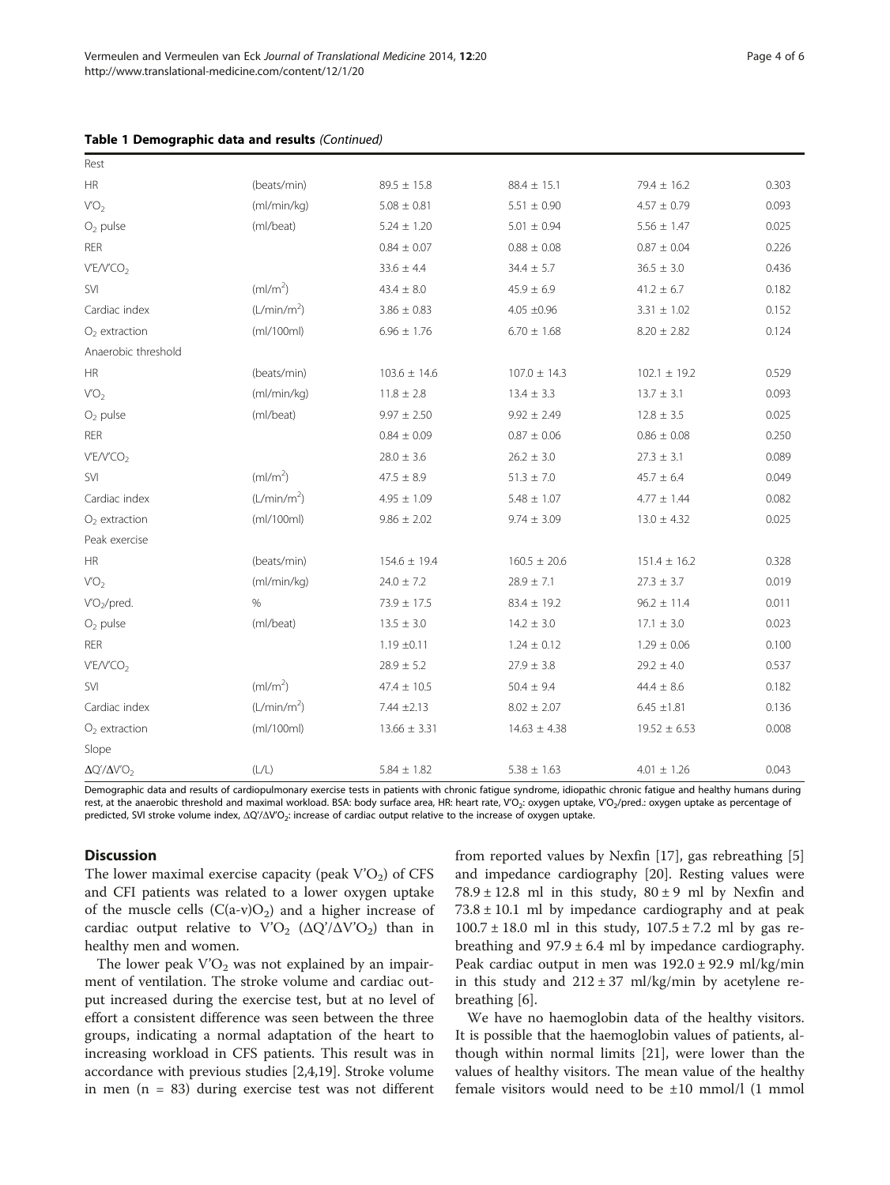**Table 1 Demographic data and results** *(Continued)*

| | | | | | |
|---|---|---|---|---|---|
| Rest | | | | | |
| HR | (beats/min) | 89.5 ± 15.8 | 88.4 ± 15.1 | 79.4 ± 16.2 | 0.303 |
| $V'O_2$ | (ml/min/kg) | 5.08 ± 0.81 | 5.51 ± 0.90 | 4.57 ± 0.79 | 0.093 |
| $O_2$ pulse | (ml/beat) | 5.24 ± 1.20 | 5.01 ± 0.94 | 5.56 ± 1.47 | 0.025 |
| RER | | 0.84 ± 0.07 | 0.88 ± 0.08 | 0.87 ± 0.04 | 0.226 |
| $V'E/V'CO_2$ | | 33.6 ± 4.4 | 34.4 ± 5.7 | 36.5 ± 3.0 | 0.436 |
| SVI | ($ml/m^2$) | 43.4 ± 8.0 | 45.9 ± 6.9 | 41.2 ± 6.7 | 0.182 |
| Cardiac index | ($L/min/m^2$) | 3.86 ± 0.83 | 4.05 ±0.96 | 3.31 ± 1.02 | 0.152 |
| $O_2$ extraction | (ml/100ml) | 6.96 ± 1.76 | 6.70 ± 1.68 | 8.20 ± 2.82 | 0.124 |
| Anaerobic threshold | | | | | |
| HR | (beats/min) | 103.6 ± 14.6 | 107.0 ± 14.3 | 102.1 ± 19.2 | 0.529 |
| $V'O_2$ | (ml/min/kg) | 11.8 ± 2.8 | 13.4 ± 3.3 | 13.7 ± 3.1 | 0.093 |
| $O_2$ pulse | (ml/beat) | 9.97 ± 2.50 | 9.92 ± 2.49 | 12.8 ± 3.5 | 0.025 |
| RER | | 0.84 ± 0.09 | 0.87 ± 0.06 | 0.86 ± 0.08 | 0.250 |
| $V'E/V'CO_2$ | | 28.0 ± 3.6 | 26.2 ± 3.0 | 27.3 ± 3.1 | 0.089 |
| SVI | ($ml/m^2$) | 47.5 ± 8.9 | 51.3 ± 7.0 | 45.7 ± 6.4 | 0.049 |
| Cardiac index | ($L/min/m^2$) | 4.95 ± 1.09 | 5.48 ± 1.07 | 4.77 ± 1.44 | 0.082 |
| $O_2$ extraction | (ml/100ml) | 9.86 ± 2.02 | 9.74 ± 3.09 | 13.0 ± 4.32 | 0.025 |
| Peak exercise | | | | | |
| HR | (beats/min) | 154.6 ± 19.4 | 160.5 ± 20.6 | 151.4 ± 16.2 | 0.328 |
| $V'O_2$ | (ml/min/kg) | 24.0 ± 7.2 | 28.9 ± 7.1 | 27.3 ± 3.7 | 0.019 |
| $V'O_2$/pred. | % | 73.9 ± 17.5 | 83.4 ± 19.2 | 96.2 ± 11.4 | 0.011 |
| $O_2$ pulse | (ml/beat) | 13.5 ± 3.0 | 14.2 ± 3.0 | 17.1 ± 3.0 | 0.023 |
| RER | | 1.19 ±0.11 | 1.24 ± 0.12 | 1.29 ± 0.06 | 0.100 |
| $V'E/V'CO_2$ | | 28.9 ± 5.2 | 27.9 ± 3.8 | 29.2 ± 4.0 | 0.537 |
| SVI | ($ml/m^2$) | 47.4 ± 10.5 | 50.4 ± 9.4 | 44.4 ± 8.6 | 0.182 |
| Cardiac index | ($L/min/m^2$) | 7.44 ±2.13 | 8.02 ± 2.07 | 6.45 ±1.81 | 0.136 |
| $O_2$ extraction | (ml/100ml) | 13.66 ± 3.31 | 14.63 ± 4.38 | 19.52 ± 6.53 | 0.008 |
| Slope | | | | | |
| $\Delta Q'/\Delta V'O_2$ | (L/L) | 5.84 ± 1.82 | 5.38 ± 1.63 | 4.01 ± 1.26 | 0.043 |

Demographic data and results of cardiopulmonary exercise tests in patients with chronic fatigue syndrome, idiopathic chronic fatigue and healthy humans during rest, at the anaerobic threshold and maximal workload. BSA: body surface area, HR: heart rate, $V'O_2$: oxygen uptake, $V'O_2$/pred.: oxygen uptake as percentage of predicted, SVI stroke volume index, $\Delta Q'/\Delta V'O_2$: increase of cardiac output relative to the increase of oxygen uptake.

## Discussion

The lower maximal exercise capacity (peak $V'O_2$) of CFS and CFI patients was related to a lower oxygen uptake of the muscle cells ($C(a\text{-}v)O_2$) and a higher increase of cardiac output relative to $V'O_2$ ($\Delta Q'/\Delta V'O_2$) than in healthy men and women.

The lower peak $V'O_2$ was not explained by an impairment of ventilation. The stroke volume and cardiac output increased during the exercise test, but at no level of effort a consistent difference was seen between the three groups, indicating a normal adaptation of the heart to increasing workload in CFS patients. This result was in accordance with previous studies [2,4,19]. Stroke volume in men (n = 83) during exercise test was not different from reported values by Nexfin [17], gas rebreathing [5] and impedance cardiography [20]. Resting values were 78.9 ± 12.8 ml in this study, 80 ± 9 ml by Nexfin and 73.8 ± 10.1 ml by impedance cardiography and at peak 100.7 ± 18.0 ml in this study, 107.5 ± 7.2 ml by gas rebreathing and 97.9 ± 6.4 ml by impedance cardiography. Peak cardiac output in men was 192.0 ± 92.9 ml/kg/min in this study and 212 ± 37 ml/kg/min by acetylene rebreathing [6].

We have no haemoglobin data of the healthy visitors. It is possible that the haemoglobin values of patients, although within normal limits [21], were lower than the values of healthy visitors. The mean value of the healthy female visitors would need to be ±10 mmol/l (1 mmol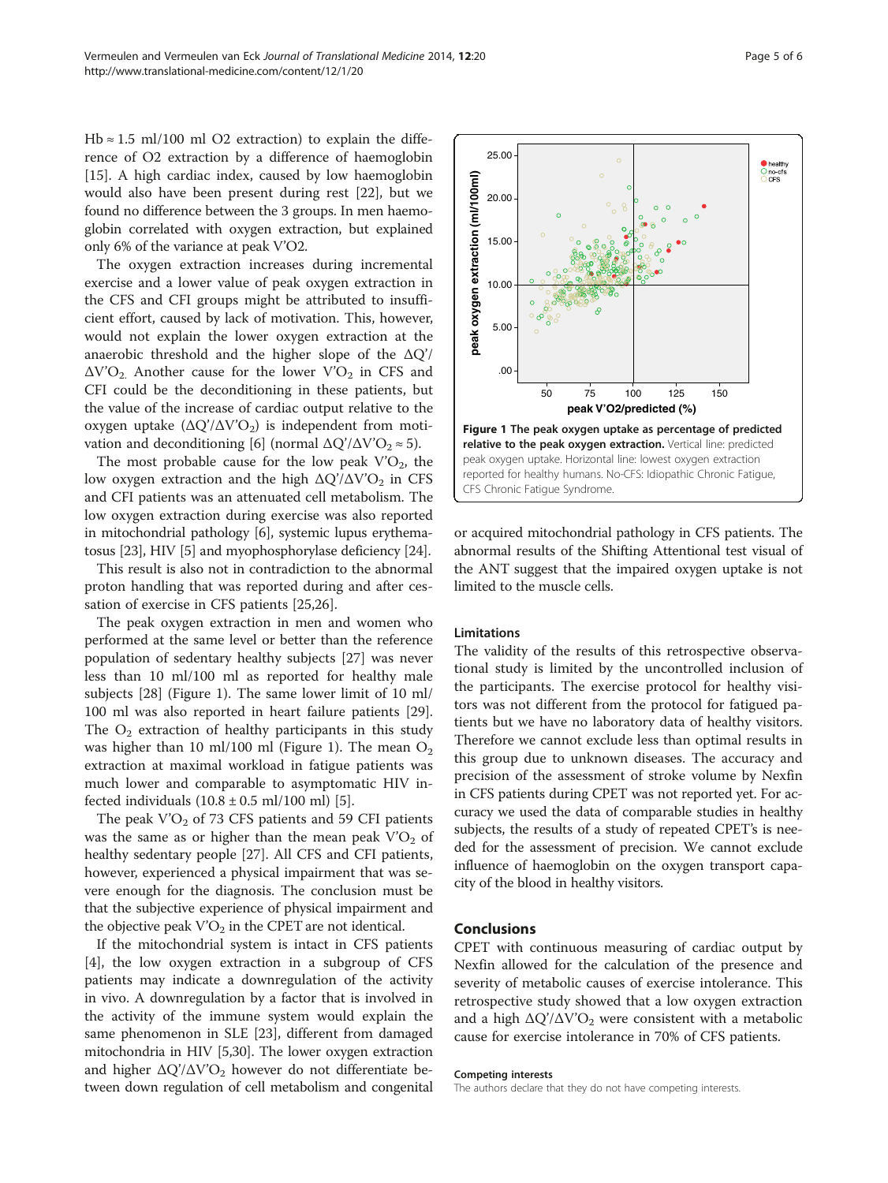Hb ≈ 1.5 ml/100 ml O2 extraction) to explain the difference of O2 extraction by a difference of haemoglobin [15]. A high cardiac index, caused by low haemoglobin would also have been present during rest [22], but we found no difference between the 3 groups. In men haemoglobin correlated with oxygen extraction, but explained only 6% of the variance at peak V'O2.

The oxygen extraction increases during incremental exercise and a lower value of peak oxygen extraction in the CFS and CFI groups might be attributed to insufficient effort, caused by lack of motivation. This, however, would not explain the lower oxygen extraction at the anaerobic threshold and the higher slope of the $\Delta Q'/\Delta V'O_2$. Another cause for the lower $V'O_2$ in CFS and CFI could be the deconditioning in these patients, but the value of the increase of cardiac output relative to the oxygen uptake ($\Delta Q'/\Delta V'O_2$) is independent from motivation and deconditioning [6] (normal $\Delta Q'/\Delta V'O_2 \approx 5$).

The most probable cause for the low peak $V'O_2$, the low oxygen extraction and the high $\Delta Q'/\Delta V'O_2$ in CFS and CFI patients was an attenuated cell metabolism. The low oxygen extraction during exercise was also reported in mitochondrial pathology [6], systemic lupus erythematosus [23], HIV [5] and myophosphorylase deficiency [24].

This result is also not in contradiction to the abnormal proton handling that was reported during and after cessation of exercise in CFS patients [25,26].

The peak oxygen extraction in men and women who performed at the same level or better than the reference population of sedentary healthy subjects [27] was never less than 10 ml/100 ml as reported for healthy male subjects [28] (Figure 1). The same lower limit of 10 ml/100 ml was also reported in heart failure patients [29]. The $O_2$ extraction of healthy participants in this study was higher than 10 ml/100 ml (Figure 1). The mean $O_2$ extraction at maximal workload in fatigue patients was much lower and comparable to asymptomatic HIV infected individuals (10.8 ± 0.5 ml/100 ml) [5].

The peak $V'O_2$ of 73 CFS patients and 59 CFI patients was the same as or higher than the mean peak $V'O_2$ of healthy sedentary people [27]. All CFS and CFI patients, however, experienced a physical impairment that was severe enough for the diagnosis. The conclusion must be that the subjective experience of physical impairment and the objective peak $V'O_2$ in the CPET are not identical.

If the mitochondrial system is intact in CFS patients [4], the low oxygen extraction in a subgroup of CFS patients may indicate a downregulation of the activity in vivo. A downregulation by a factor that is involved in the activity of the immune system would explain the same phenomenon in SLE [23], different from damaged mitochondria in HIV [5,30]. The lower oxygen extraction and higher $\Delta Q'/\Delta V'O_2$ however do not differentiate between down regulation of cell metabolism and congenital or acquired mitochondrial pathology in CFS patients. The abnormal results of the Shifting Attentional test visual of the ANT suggest that the impaired oxygen uptake is not limited to the muscle cells.

**Figure 1 The peak oxygen uptake as percentage of predicted relative to the peak oxygen extraction.** Vertical line: predicted peak oxygen uptake. Horizontal line: lowest oxygen extraction reported for healthy humans. No-CFS: Idiopathic Chronic Fatigue, CFS Chronic Fatigue Syndrome.

### Limitations

The validity of the results of this retrospective observational study is limited by the uncontrolled inclusion of the participants. The exercise protocol for healthy visitors was not different from the protocol for fatigued patients but we have no laboratory data of healthy visitors. Therefore we cannot exclude less than optimal results in this group due to unknown diseases. The accuracy and precision of the assessment of stroke volume by Nexfin in CFS patients during CPET was not reported yet. For accuracy we used the data of comparable studies in healthy subjects, the results of a study of repeated CPET's is needed for the assessment of precision. We cannot exclude influence of haemoglobin on the oxygen transport capacity of the blood in healthy visitors.

## Conclusions

CPET with continuous measuring of cardiac output by Nexfin allowed for the calculation of the presence and severity of metabolic causes of exercise intolerance. This retrospective study showed that a low oxygen extraction and a high $\Delta Q'/\Delta V'O_2$ were consistent with a metabolic cause for exercise intolerance in 70% of CFS patients.

#### Competing interests

The authors declare that they do not have competing interests.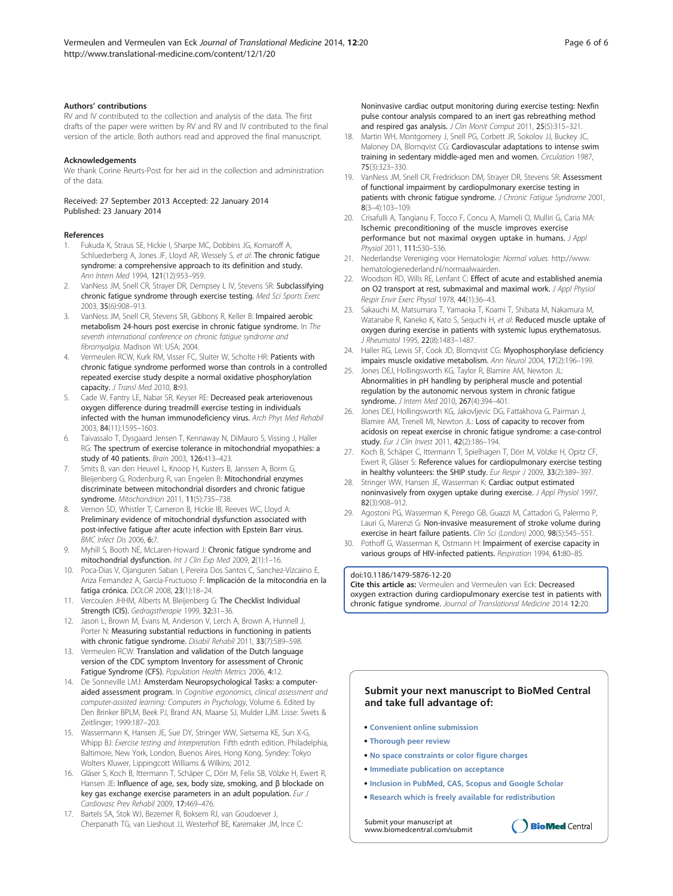### Authors' contributions

RV and IV contributed to the collection and analysis of the data. The first drafts of the paper were written by RV and RV and IV contributed to the final version of the article. Both authors read and approved the final manuscript.

### Acknowledgements

We thank Corine Reurts-Post for her aid in the collection and administration of the data.

Received: 27 September 2013 Accepted: 22 January 2014
Published: 23 January 2014

### References

1. Fukuda K, Straus SE, Hickie I, Sharpe MC, Dobbins JG, Komaroff A, Schluederberg A, Jones JF, Lloyd AR, Wessely S, *et al*: **The chronic fatigue syndrome: a comprehensive approach to its definition and study.** *Ann Intern Med* 1994, **121**(12):953–959.
2. VanNess JM, Snell CR, Strayer DR, Dempsey L IV, Stevens SR: **Subclassifying chronic fatigue syndrome through exercise testing.** *Med Sci Sports Exerc* 2003, **35**(6):908–913.
3. VanNess JM, Snell CR, Stevens SR, Gibbons R, Keller B: **Impaired aerobic metabolism 24-hours post exercise in chronic fatigue syndrome.** In *The seventh international conference on chronic fatigue syndrome and fibromyalgia.* Madison WI: USA; 2004.
4. Vermeulen RCW, Kurk RM, Visser FC, Sluiter W, Scholte HR: **Patients with chronic fatigue syndrome performed worse than controls in a controlled repeated exercise study despite a normal oxidative phosphorylation capacity.** *J Transl Med* 2010, **8**:93.
5. Cade W, Fantry LE, Nabar SR, Keyser RE: **Decreased peak arteriovenous oxygen difference during treadmill exercise testing in individuals infected with the human immunodeficiency virus.** *Arch Phys Med Rehabil* 2003, **84**(11):1595–1603.
6. Taivassalo T, Dysgaard Jensen T, Kennaway N, DiMauro S, Vissing J, Haller RG: **The spectrum of exercise tolerance in mitochondrial myopathies: a study of 40 patients.** *Brain* 2003, **126**:413–423.
7. Smits B, van den Heuvel L, Knoop H, Kusters B, Janssen A, Borm G, Bleijenberg G, Rodenburg R, van Engelen B: **Mitochondrial enzymes discriminate between mitochondrial disorders and chronic fatigue syndrome.** *Mitochondrion* 2011, **11**(5):735–738.
8. Vernon SD, Whistler T, Cameron B, Hickie IB, Reeves WC, Lloyd A: **Preliminary evidence of mitochondrial dysfunction associated with post-infective fatigue after acute infection with Epstein Barr virus.** *BMC Infect Dis* 2006, **6**:7.
9. Myhill S, Booth NE, McLaren-Howard J: **Chronic fatigue syndrome and mitochondrial dysfunction.** *Int J Clin Exp Med* 2009, **2**(1):1–16.
10. Poca-Dias V, Ojanguren Saban I, Pereira Dos Santos C, Sanchez-Vizcaino E, Ariza Fernandez A, Garcia-Fructuoso F: **Implicación de la mitocondria en la fatiga crónica.** *DOLOR* 2008, **23**(1):18–24.
11. Vercoulen JHHM, Alberts M, Bleijenberg G: **The Checklist Individual Strength (CIS).** *Gedragstherapie* 1999, **32**:31–36.
12. Jason L, Brown M, Evans M, Anderson V, Lerch A, Brown A, Hunnell J, Porter N: **Measuring substantial reductions in functioning in patients with chronic fatigue syndrome.** *Disabil Rehabil* 2011, **33**(7):589–598.
13. Vermeulen RCW: **Translation and validation of the Dutch language version of the CDC symptom Inventory for assessment of Chronic Fatigue Syndrome (CFS).** *Population Health Metrics* 2006, **4**:12.
14. De Sonneville LMJ: **Amsterdam Neuropsychological Tasks: a computer-aided assessment program.** In *Cognitive ergonomics, clinical assessment and computer-assisted learning: Computers in Psychology*, Volume 6. Edited by Den Brinker BPLM, Beek PJ, Brand AN, Maarse SJ, Mulder LJM. Lisse: Swets & Zeitlinger; 1999:187–203.
15. Wassermann K, Hansen JE, Sue DY, Stringer WW, Sietsema KE, Sun X-G, Whipp BJ: *Exercise testing and Interpretation.* Fifth ednth edition. Philadelphia, Baltimore, New York, London, Buenos Aires, Hong Kong, Syndey: Tokyo Wolters Kluwer, Lippingcott Williams & Wilkins; 2012.
16. Gläser S, Koch B, Ittermann T, Schäper C, Dörr M, Felix SB, Völzke H, Ewert R, Hansen JE: **Influence of age, sex, body size, smoking, and β blockade on key gas exchange exercise parameters in an adult population.** *Eur J Cardiovasc Prev Rehabil* 2009, **17**:469–476.
17. Bartels SA, Stok WJ, Bezemer R, Boksem RJ, van Goudoever J, Cherpanath TG, van Lieshout JJ, Westerhof BE, Karemaker JM, Ince C: **Noninvasive cardiac output monitoring during exercise testing: Nexfin pulse contour analysis compared to an inert gas rebreathing method and respired gas analysis.** *J Clin Monit Comput* 2011, **25**(5):315–321.
18. Martin WH, Montgomery J, Snell PG, Corbett JR, Sokolov JJ, Buckey JC, Maloney DA, Blomqvist CG: **Cardiovascular adaptations to intense swim training in sedentary middle-aged men and women.** *Circulation* 1987, **75**(3):323–330.
19. VanNess JM, Snell CR, Fredrickson DM, Strayer DR, Stevens SR: **Assessment of functional impairment by cardiopulmonary exercise testing in patients with chronic fatigue syndrome.** *J Chronic Fatigue Syndrome* 2001, **8**(3–4):103–109.
20. Crisafulli A, Tangianu F, Tocco F, Concu A, Mameli O, Mulliri G, Caria MA: **Ischemic preconditioning of the muscle improves exercise performance but not maximal oxygen uptake in humans.** *J Appl Physiol* 2011, **111**:530–536.
21. Nederlandse Vereniging voor Hematologie: *Normal values.* http://www.hematologienederland.nl/normaalwaarden.
22. Woodson RD, Wills RE, Lenfant C: **Effect of acute and established anemia on O2 transport at rest, submaximal and maximal work.** *J Appl Physiol Respir Envir Exerc Physol* 1978, **44**(1):36–43.
23. Sakauchi M, Matsumara T, Yamaoka T, Koami T, Shibata M, Nakamura M, Watanabe R, Kaneko K, Kato S, Sequchi H, *et al*: **Reduced muscle uptake of oxygen during exercise in patients with systemic lupus erythematosus.** *J Rheumatol* 1995, **22**(8):1483–1487.
24. Haller RG, Lewis SF, Cook JD, Blomqvist CG: **Myophosphorylase deficiency impairs muscle oxidative metabolism.** *Ann Neurol* 2004, **17**(2):196–199.
25. Jones DEJ, Hollingsworth KG, Taylor R, Blamire AM, Newton JL: **Abnormalities in pH handling by peripheral muscle and potential regulation by the autonomic nervous system in chronic fatigue syndrome.** *J Intern Med* 2010, **267**(4):394–401.
26. Jones DEJ, Hollingsworth KG, Jakovljevic DG, Fattakhova G, Pairman J, Blamire AM, Trenell MI, Newton JL: **Loss of capacity to recover from acidosis on repeat exercise in chronic fatigue syndrome: a case-control study.** *Eur J Clin Invest* 2011, **42**(2):186–194.
27. Koch B, Schäper C, Ittermann T, Spielhagen T, Dörr M, Völzke H, Opitz CF, Ewert R, Gläser S: **Reference values for cardiopulmonary exercise testing in healthy volunteers: the SHIP study.** *Eur Respir J* 2009, **33**(2):389–397.
28. Stringer WW, Hansen JE, Wasserman K: **Cardiac output estimated noninvasively from oxygen uptake during exercise.** *J Appl Physiol* 1997, **82**(3):908–912.
29. Agostoni PG, Wasserman K, Perego GB, Guazzi M, Cattadori G, Palermo P, Lauri G, Marenzi G: **Non-invasive measurement of stroke volume during exercise in heart failure patients.** *Clin Sci (London)* 2000, **98**(5):545–551.
30. Pothoff G, Wasserman K, Ostmann H: **Impairment of exercise capacity in various groups of HIV-infected patients.** *Respiration* 1994, **61**:80–85.

doi:10.1186/1479-5876-12-20
**Cite this article as:** Vermeulen and Vermeulen van Eck: Decreased oxygen extraction during cardiopulmonary exercise test in patients with chronic fatigue syndrome. *Journal of Translational Medicine* 2014 **12**:20.